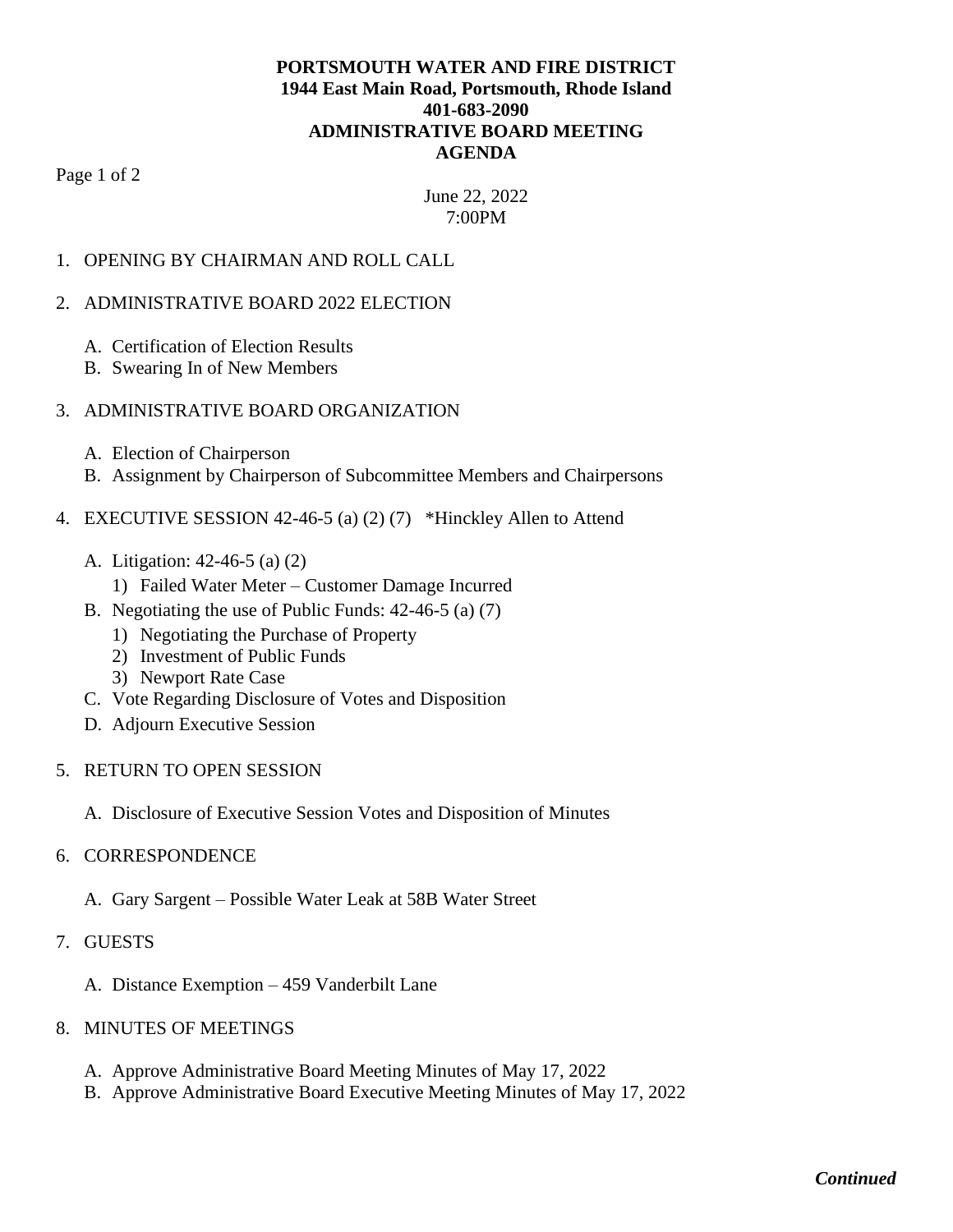**PORTSMOUTH WATER AND FIRE DISTRICT**
**1944 East Main Road, Portsmouth, Rhode Island**
**401-683-2090**
**ADMINISTRATIVE BOARD MEETING**
**AGENDA**

June 22, 2022
7:00PM

1. OPENING BY CHAIRMAN AND ROLL CALL

2. ADMINISTRATIVE BOARD 2022 ELECTION

   A. Certification of Election Results
   B. Swearing In of New Members

3. ADMINISTRATIVE BOARD ORGANIZATION

   A. Election of Chairperson
   B. Assignment by Chairperson of Subcommittee Members and Chairpersons

4. EXECUTIVE SESSION 42-46-5 (a) (2) (7) *Hinckley Allen to Attend

   A. Litigation: 42-46-5 (a) (2)
      1) Failed Water Meter – Customer Damage Incurred
   B. Negotiating the use of Public Funds: 42-46-5 (a) (7)
      1) Negotiating the Purchase of Property
      2) Investment of Public Funds
      3) Newport Rate Case
   C. Vote Regarding Disclosure of Votes and Disposition
   D. Adjourn Executive Session

5. RETURN TO OPEN SESSION

   A. Disclosure of Executive Session Votes and Disposition of Minutes

6. CORRESPONDENCE

   A. Gary Sargent – Possible Water Leak at 58B Water Street

7. GUESTS

   A. Distance Exemption – 459 Vanderbilt Lane

8. MINUTES OF MEETINGS

   A. Approve Administrative Board Meeting Minutes of May 17, 2022
   B. Approve Administrative Board Executive Meeting Minutes of May 17, 2022

***Continued***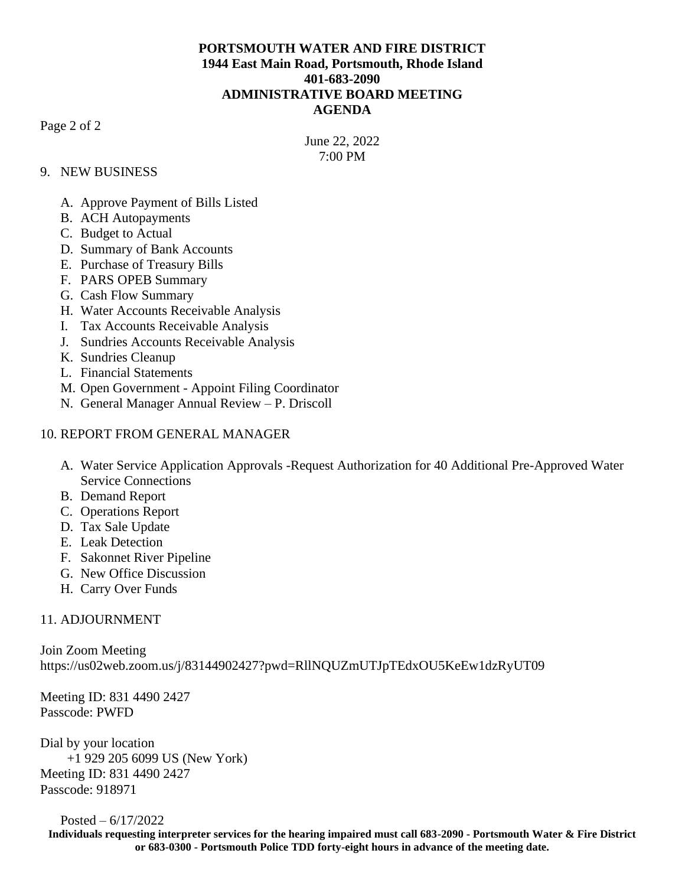**PORTSMOUTH WATER AND FIRE DISTRICT**
**1944 East Main Road, Portsmouth, Rhode Island**
**401-683-2090**
**ADMINISTRATIVE BOARD MEETING**
**AGENDA**

June 22, 2022
7:00 PM

9. NEW BUSINESS

   A. Approve Payment of Bills Listed
   B. ACH Autopayments
   C. Budget to Actual
   D. Summary of Bank Accounts
   E. Purchase of Treasury Bills
   F. PARS OPEB Summary
   G. Cash Flow Summary
   H. Water Accounts Receivable Analysis
   I. Tax Accounts Receivable Analysis
   J. Sundries Accounts Receivable Analysis
   K. Sundries Cleanup
   L. Financial Statements
   M. Open Government - Appoint Filing Coordinator
   N. General Manager Annual Review – P. Driscoll

10. REPORT FROM GENERAL MANAGER

   A. Water Service Application Approvals -Request Authorization for 40 Additional Pre-Approved Water Service Connections
   B. Demand Report
   C. Operations Report
   D. Tax Sale Update
   E. Leak Detection
   F. Sakonnet River Pipeline
   G. New Office Discussion
   H. Carry Over Funds

11. ADJOURNMENT

Join Zoom Meeting
https://us02web.zoom.us/j/83144902427?pwd=RllNQUZmUTJpTEdxOU5KeEw1dzRyUT09

Meeting ID: 831 4490 2427
Passcode: PWFD

Dial by your location
+1 929 205 6099 US (New York)
Meeting ID: 831 4490 2427
Passcode: 918971

Posted – 6/17/2022

**Individuals requesting interpreter services for the hearing impaired must call 683-2090 - Portsmouth Water & Fire District or 683-0300 - Portsmouth Police TDD forty-eight hours in advance of the meeting date.**